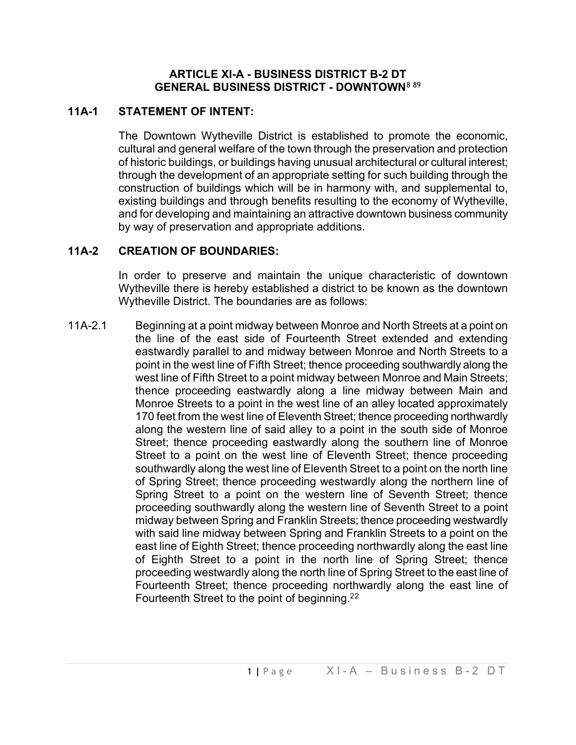# ARTICLE XI-A - BUSINESS DISTRICT B-2 DT
# GENERAL BUSINESS DISTRICT - DOWNTOWN[8 89]

## 11A-1 STATEMENT OF INTENT:

The Downtown Wytheville District is established to promote the economic, cultural and general welfare of the town through the preservation and protection of historic buildings, or buildings having unusual architectural or cultural interest; through the development of an appropriate setting for such building through the construction of buildings which will be in harmony with, and supplemental to, existing buildings and through benefits resulting to the economy of Wytheville, and for developing and maintaining an attractive downtown business community by way of preservation and appropriate additions.

## 11A-2 CREATION OF BOUNDARIES:

In order to preserve and maintain the unique characteristic of downtown Wytheville there is hereby established a district to be known as the downtown Wytheville District. The boundaries are as follows:

11A-2.1 Beginning at a point midway between Monroe and North Streets at a point on the line of the east side of Fourteenth Street extended and extending eastwardly parallel to and midway between Monroe and North Streets to a point in the west line of Fifth Street; thence proceeding southwardly along the west line of Fifth Street to a point midway between Monroe and Main Streets; thence proceeding eastwardly along a line midway between Main and Monroe Streets to a point in the west line of an alley located approximately 170 feet from the west line of Eleventh Street; thence proceeding northwardly along the western line of said alley to a point in the south side of Monroe Street; thence proceeding eastwardly along the southern line of Monroe Street to a point on the west line of Eleventh Street; thence proceeding southwardly along the west line of Eleventh Street to a point on the north line of Spring Street; thence proceeding westwardly along the northern line of Spring Street to a point on the western line of Seventh Street; thence proceeding southwardly along the western line of Seventh Street to a point midway between Spring and Franklin Streets; thence proceeding westwardly with said line midway between Spring and Franklin Streets to a point on the east line of Eighth Street; thence proceeding northwardly along the east line of Eighth Street to a point in the north line of Spring Street; thence proceeding westwardly along the north line of Spring Street to the east line of Fourteenth Street; thence proceeding northwardly along the east line of Fourteenth Street to the point of beginning.[22]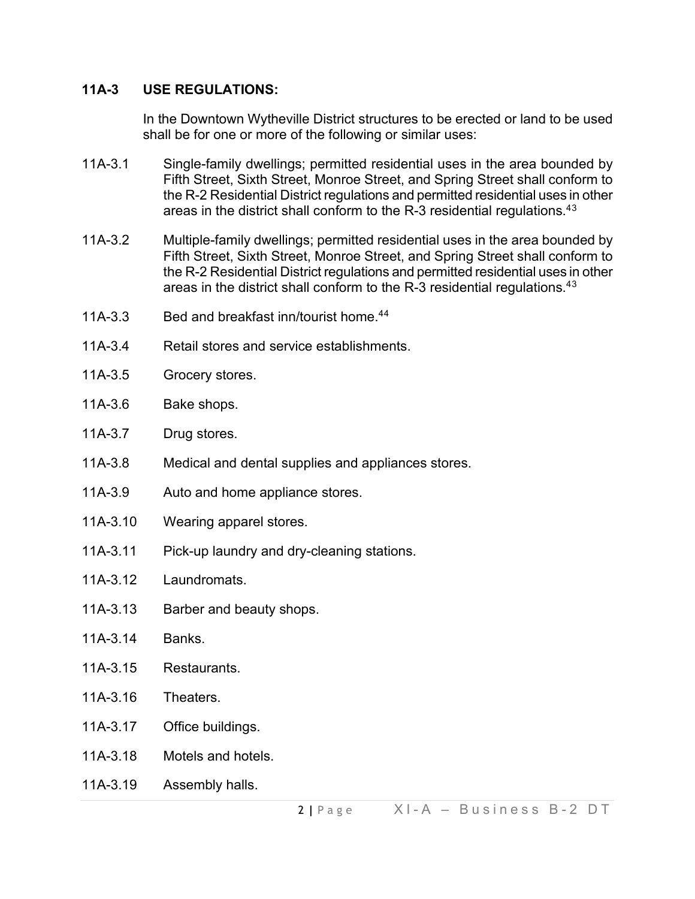## 11A-3 USE REGULATIONS:

In the Downtown Wytheville District structures to be erected or land to be used shall be for one or more of the following or similar uses:

11A-3.1 Single-family dwellings; permitted residential uses in the area bounded by Fifth Street, Sixth Street, Monroe Street, and Spring Street shall conform to the R-2 Residential District regulations and permitted residential uses in other areas in the district shall conform to the R-3 residential regulations.[43]

11A-3.2 Multiple-family dwellings; permitted residential uses in the area bounded by Fifth Street, Sixth Street, Monroe Street, and Spring Street shall conform to the R-2 Residential District regulations and permitted residential uses in other areas in the district shall conform to the R-3 residential regulations.[43]

11A-3.3 Bed and breakfast inn/tourist home.[44]

11A-3.4 Retail stores and service establishments.

11A-3.5 Grocery stores.

11A-3.6 Bake shops.

11A-3.7 Drug stores.

11A-3.8 Medical and dental supplies and appliances stores.

11A-3.9 Auto and home appliance stores.

11A-3.10 Wearing apparel stores.

11A-3.11 Pick-up laundry and dry-cleaning stations.

11A-3.12 Laundromats.

11A-3.13 Barber and beauty shops.

11A-3.14 Banks.

11A-3.15 Restaurants.

11A-3.16 Theaters.

11A-3.17 Office buildings.

11A-3.18 Motels and hotels.

11A-3.19 Assembly halls.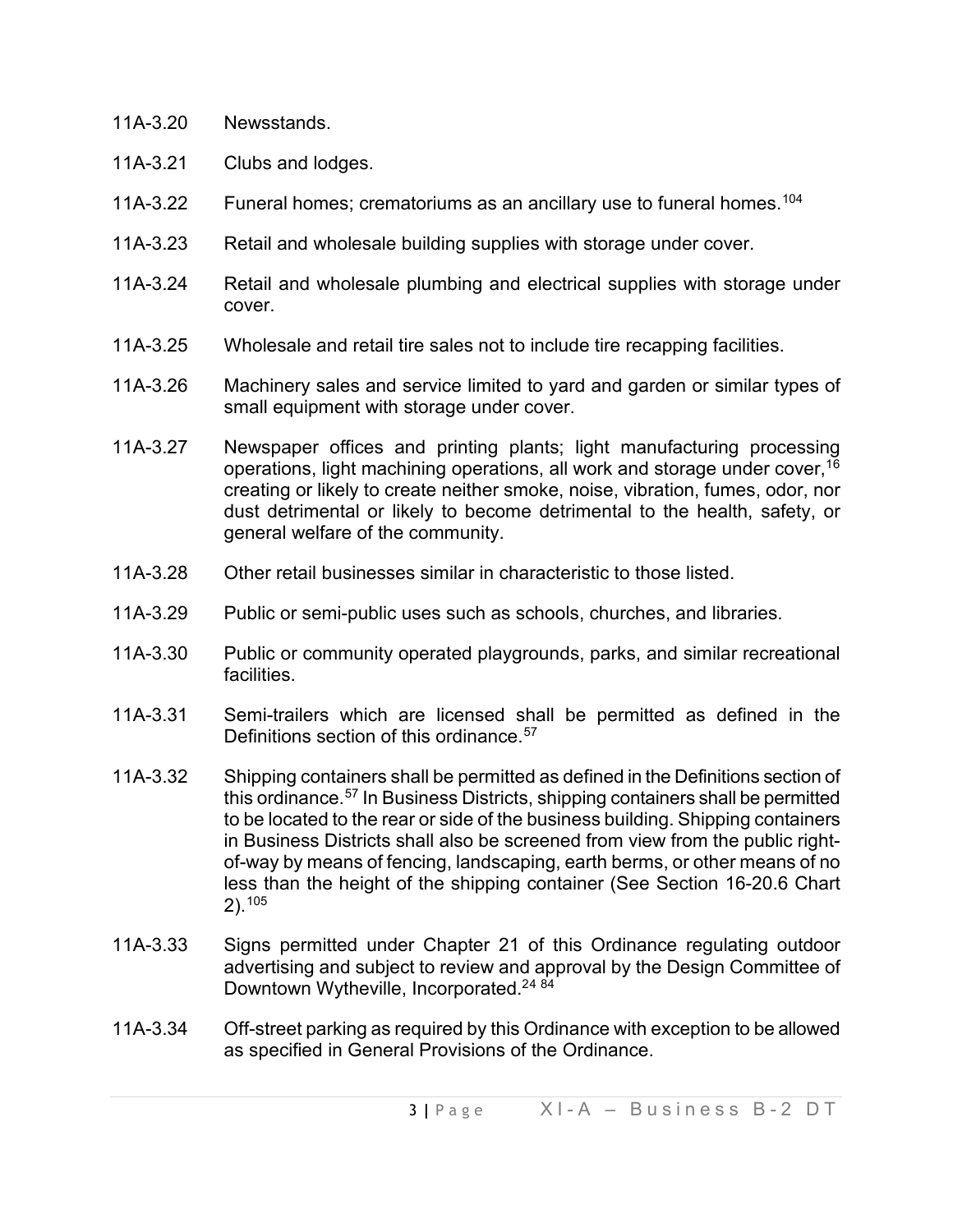11A-3.20 Newsstands.

11A-3.21 Clubs and lodges.

11A-3.22 Funeral homes; crematoriums as an ancillary use to funeral homes.[104]

11A-3.23 Retail and wholesale building supplies with storage under cover.

11A-3.24 Retail and wholesale plumbing and electrical supplies with storage under cover.

11A-3.25 Wholesale and retail tire sales not to include tire recapping facilities.

11A-3.26 Machinery sales and service limited to yard and garden or similar types of small equipment with storage under cover.

11A-3.27 Newspaper offices and printing plants; light manufacturing processing operations, light machining operations, all work and storage under cover,[16] creating or likely to create neither smoke, noise, vibration, fumes, odor, nor dust detrimental or likely to become detrimental to the health, safety, or general welfare of the community.

11A-3.28 Other retail businesses similar in characteristic to those listed.

11A-3.29 Public or semi-public uses such as schools, churches, and libraries.

11A-3.30 Public or community operated playgrounds, parks, and similar recreational facilities.

11A-3.31 Semi-trailers which are licensed shall be permitted as defined in the Definitions section of this ordinance.[57]

11A-3.32 Shipping containers shall be permitted as defined in the Definitions section of this ordinance.[57] In Business Districts, shipping containers shall be permitted to be located to the rear or side of the business building. Shipping containers in Business Districts shall also be screened from view from the public right-of-way by means of fencing, landscaping, earth berms, or other means of no less than the height of the shipping container (See Section 16-20.6 Chart 2).[105]

11A-3.33 Signs permitted under Chapter 21 of this Ordinance regulating outdoor advertising and subject to review and approval by the Design Committee of Downtown Wytheville, Incorporated.[24][84]

11A-3.34 Off-street parking as required by this Ordinance with exception to be allowed as specified in General Provisions of the Ordinance.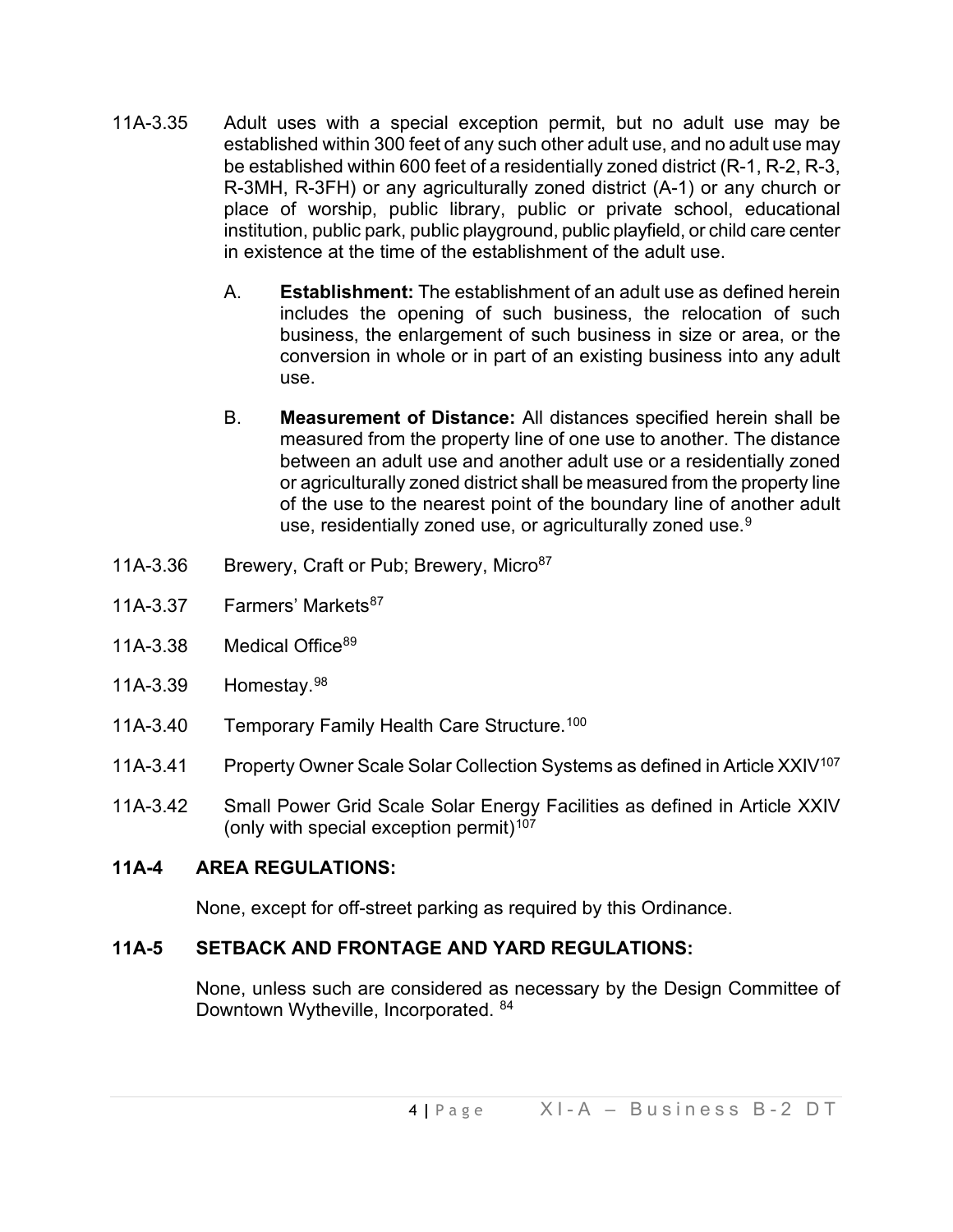11A-3.35 Adult uses with a special exception permit, but no adult use may be established within 300 feet of any such other adult use, and no adult use may be established within 600 feet of a residentially zoned district (R-1, R-2, R-3, R-3MH, R-3FH) or any agriculturally zoned district (A-1) or any church or place of worship, public library, public or private school, educational institution, public park, public playground, public playfield, or child care center in existence at the time of the establishment of the adult use.

A. **Establishment:** The establishment of an adult use as defined herein includes the opening of such business, the relocation of such business, the enlargement of such business in size or area, or the conversion in whole or in part of an existing business into any adult use.

B. **Measurement of Distance:** All distances specified herein shall be measured from the property line of one use to another. The distance between an adult use and another adult use or a residentially zoned or agriculturally zoned district shall be measured from the property line of the use to the nearest point of the boundary line of another adult use, residentially zoned use, or agriculturally zoned use.[9]

11A-3.36 Brewery, Craft or Pub; Brewery, Micro[87]

11A-3.37 Farmers' Markets[87]

11A-3.38 Medical Office[89]

11A-3.39 Homestay.[98]

11A-3.40 Temporary Family Health Care Structure.[100]

11A-3.41 Property Owner Scale Solar Collection Systems as defined in Article XXIV[107]

11A-3.42 Small Power Grid Scale Solar Energy Facilities as defined in Article XXIV (only with special exception permit)[107]

## 11A-4 AREA REGULATIONS:

None, except for off-street parking as required by this Ordinance.

## 11A-5 SETBACK AND FRONTAGE AND YARD REGULATIONS:

None, unless such are considered as necessary by the Design Committee of Downtown Wytheville, Incorporated. [84]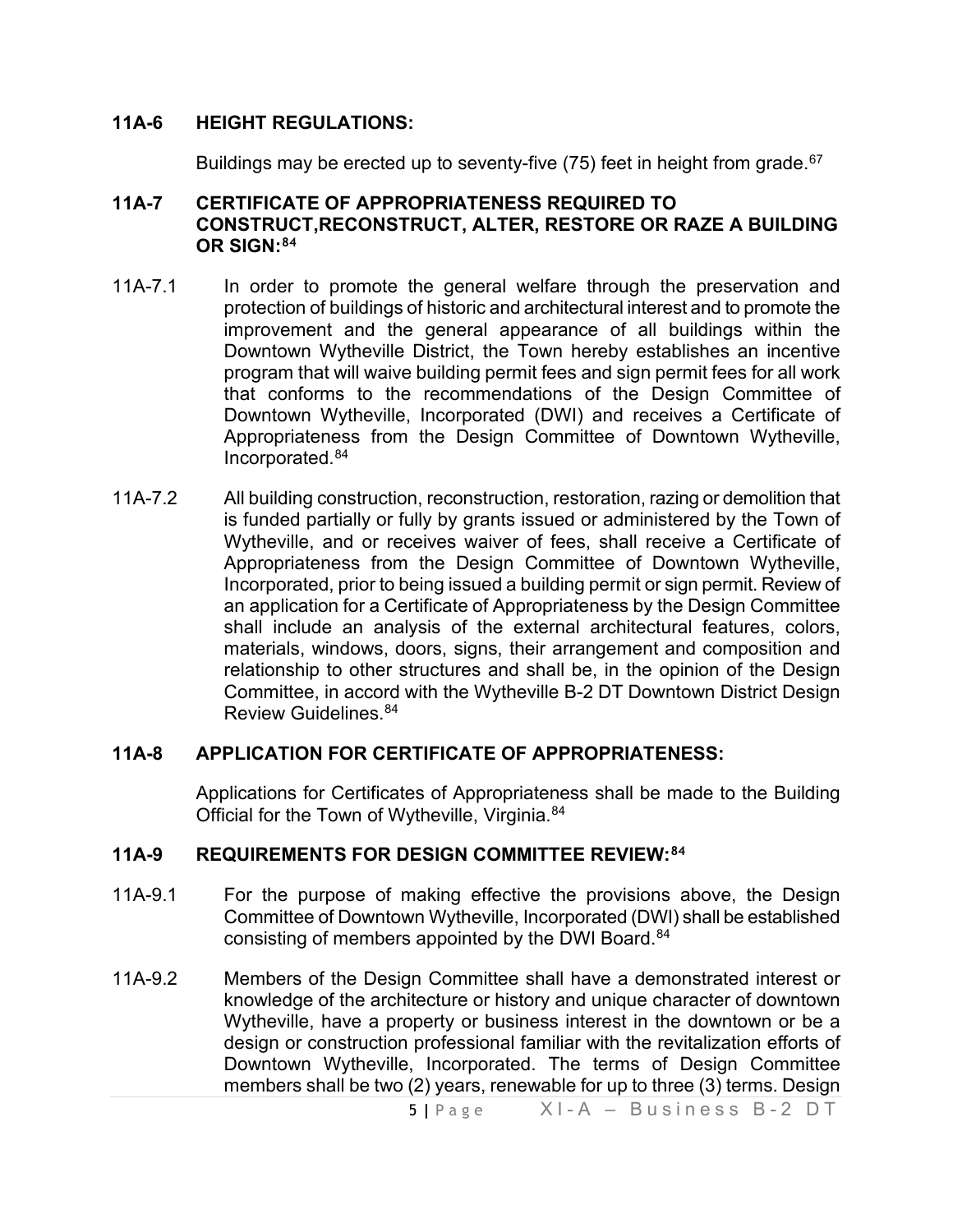## 11A-6 HEIGHT REGULATIONS:

Buildings may be erected up to seventy-five (75) feet in height from grade.[67]

## 11A-7 CERTIFICATE OF APPROPRIATENESS REQUIRED TO CONSTRUCT,RECONSTRUCT, ALTER, RESTORE OR RAZE A BUILDING OR SIGN:[84]

11A-7.1 In order to promote the general welfare through the preservation and protection of buildings of historic and architectural interest and to promote the improvement and the general appearance of all buildings within the Downtown Wytheville District, the Town hereby establishes an incentive program that will waive building permit fees and sign permit fees for all work that conforms to the recommendations of the Design Committee of Downtown Wytheville, Incorporated (DWI) and receives a Certificate of Appropriateness from the Design Committee of Downtown Wytheville, Incorporated.[84]

11A-7.2 All building construction, reconstruction, restoration, razing or demolition that is funded partially or fully by grants issued or administered by the Town of Wytheville, and or receives waiver of fees, shall receive a Certificate of Appropriateness from the Design Committee of Downtown Wytheville, Incorporated, prior to being issued a building permit or sign permit. Review of an application for a Certificate of Appropriateness by the Design Committee shall include an analysis of the external architectural features, colors, materials, windows, doors, signs, their arrangement and composition and relationship to other structures and shall be, in the opinion of the Design Committee, in accord with the Wytheville B-2 DT Downtown District Design Review Guidelines.[84]

## 11A-8 APPLICATION FOR CERTIFICATE OF APPROPRIATENESS:

Applications for Certificates of Appropriateness shall be made to the Building Official for the Town of Wytheville, Virginia.[84]

## 11A-9 REQUIREMENTS FOR DESIGN COMMITTEE REVIEW:[84]

11A-9.1 For the purpose of making effective the provisions above, the Design Committee of Downtown Wytheville, Incorporated (DWI) shall be established consisting of members appointed by the DWI Board.[84]

11A-9.2 Members of the Design Committee shall have a demonstrated interest or knowledge of the architecture or history and unique character of downtown Wytheville, have a property or business interest in the downtown or be a design or construction professional familiar with the revitalization efforts of Downtown Wytheville, Incorporated. The terms of Design Committee members shall be two (2) years, renewable for up to three (3) terms. Design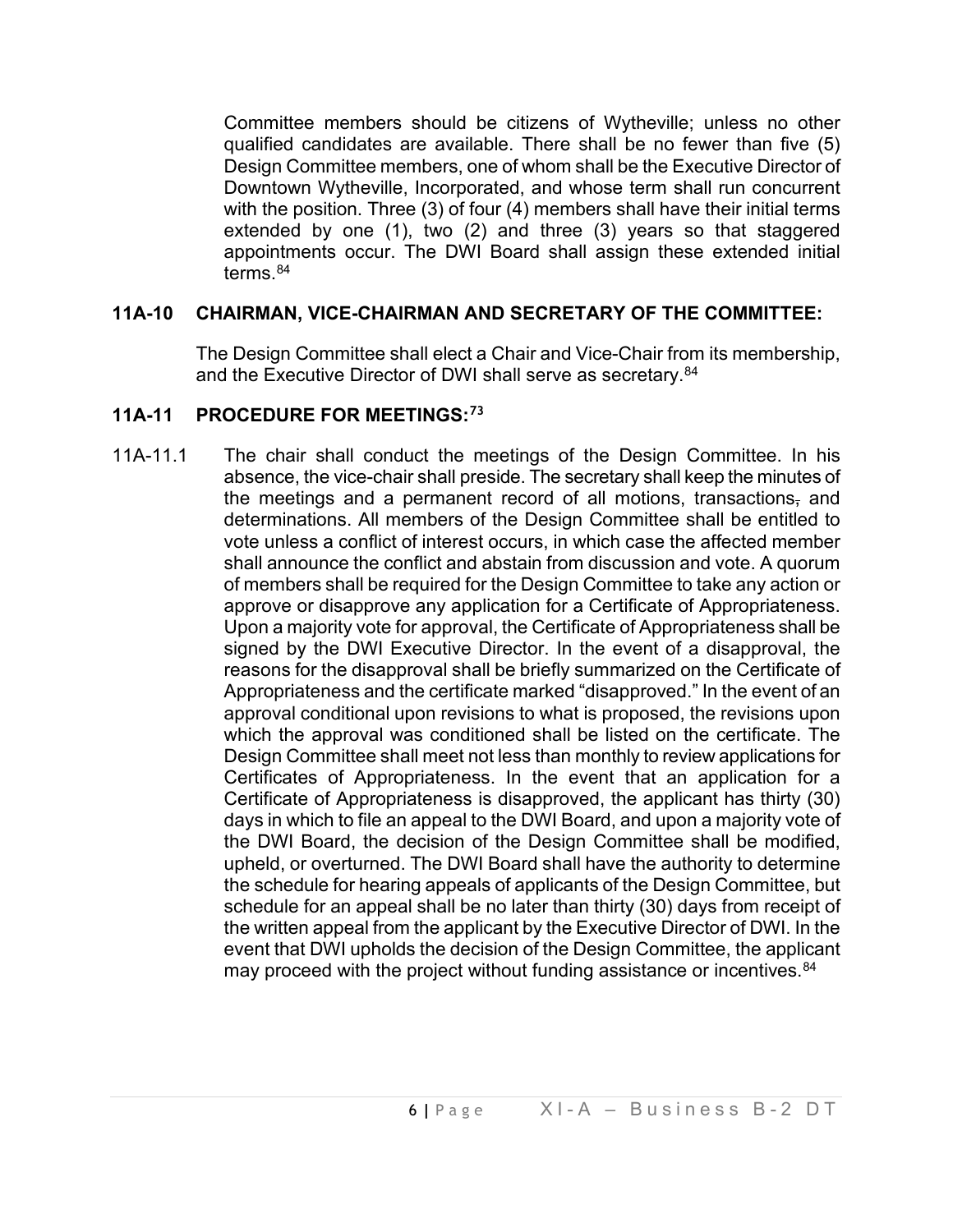Committee members should be citizens of Wytheville; unless no other qualified candidates are available. There shall be no fewer than five (5) Design Committee members, one of whom shall be the Executive Director of Downtown Wytheville, Incorporated, and whose term shall run concurrent with the position. Three (3) of four (4) members shall have their initial terms extended by one (1), two (2) and three (3) years so that staggered appointments occur. The DWI Board shall assign these extended initial terms.[84]

### 11A-10 CHAIRMAN, VICE-CHAIRMAN AND SECRETARY OF THE COMMITTEE:

The Design Committee shall elect a Chair and Vice-Chair from its membership, and the Executive Director of DWI shall serve as secretary.[84]

### 11A-11 PROCEDURE FOR MEETINGS:[73]

11A-11.1 The chair shall conduct the meetings of the Design Committee. In his absence, the vice-chair shall preside. The secretary shall keep the minutes of the meetings and a permanent record of all motions, transactions, and determinations. All members of the Design Committee shall be entitled to vote unless a conflict of interest occurs, in which case the affected member shall announce the conflict and abstain from discussion and vote. A quorum of members shall be required for the Design Committee to take any action or approve or disapprove any application for a Certificate of Appropriateness. Upon a majority vote for approval, the Certificate of Appropriateness shall be signed by the DWI Executive Director. In the event of a disapproval, the reasons for the disapproval shall be briefly summarized on the Certificate of Appropriateness and the certificate marked "disapproved." In the event of an approval conditional upon revisions to what is proposed, the revisions upon which the approval was conditioned shall be listed on the certificate. The Design Committee shall meet not less than monthly to review applications for Certificates of Appropriateness. In the event that an application for a Certificate of Appropriateness is disapproved, the applicant has thirty (30) days in which to file an appeal to the DWI Board, and upon a majority vote of the DWI Board, the decision of the Design Committee shall be modified, upheld, or overturned. The DWI Board shall have the authority to determine the schedule for hearing appeals of applicants of the Design Committee, but schedule for an appeal shall be no later than thirty (30) days from receipt of the written appeal from the applicant by the Executive Director of DWI. In the event that DWI upholds the decision of the Design Committee, the applicant may proceed with the project without funding assistance or incentives.[84]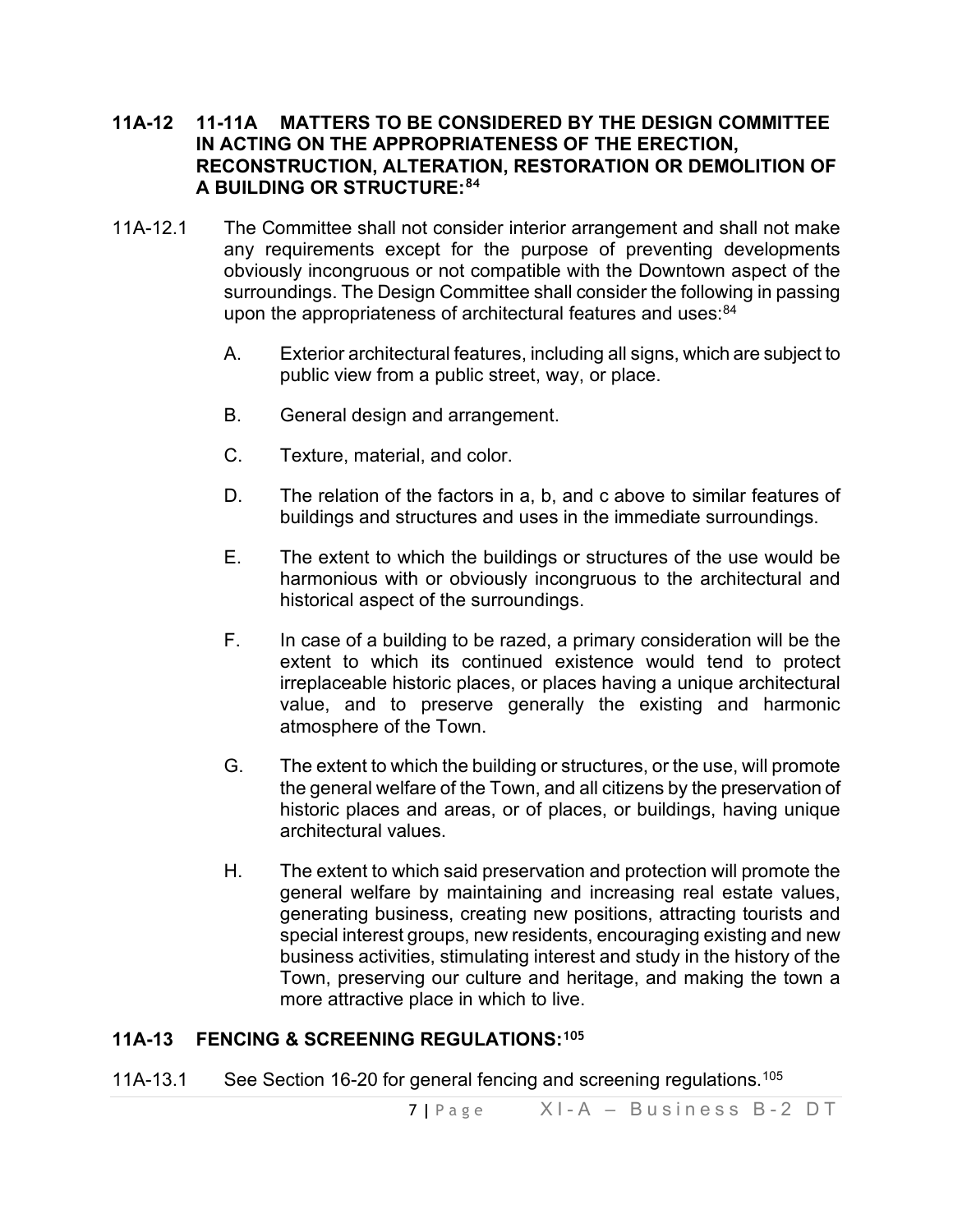## 11A-12 11-11A MATTERS TO BE CONSIDERED BY THE DESIGN COMMITTEE IN ACTING ON THE APPROPRIATENESS OF THE ERECTION, RECONSTRUCTION, ALTERATION, RESTORATION OR DEMOLITION OF A BUILDING OR STRUCTURE:[84]

11A-12.1 The Committee shall not consider interior arrangement and shall not make any requirements except for the purpose of preventing developments obviously incongruous or not compatible with the Downtown aspect of the surroundings. The Design Committee shall consider the following in passing upon the appropriateness of architectural features and uses:[84]

A. Exterior architectural features, including all signs, which are subject to public view from a public street, way, or place.

B. General design and arrangement.

C. Texture, material, and color.

D. The relation of the factors in a, b, and c above to similar features of buildings and structures and uses in the immediate surroundings.

E. The extent to which the buildings or structures of the use would be harmonious with or obviously incongruous to the architectural and historical aspect of the surroundings.

F. In case of a building to be razed, a primary consideration will be the extent to which its continued existence would tend to protect irreplaceable historic places, or places having a unique architectural value, and to preserve generally the existing and harmonic atmosphere of the Town.

G. The extent to which the building or structures, or the use, will promote the general welfare of the Town, and all citizens by the preservation of historic places and areas, or of places, or buildings, having unique architectural values.

H. The extent to which said preservation and protection will promote the general welfare by maintaining and increasing real estate values, generating business, creating new positions, attracting tourists and special interest groups, new residents, encouraging existing and new business activities, stimulating interest and study in the history of the Town, preserving our culture and heritage, and making the town a more attractive place in which to live.

## 11A-13 FENCING & SCREENING REGULATIONS:[105]

11A-13.1 See Section 16-20 for general fencing and screening regulations.[105]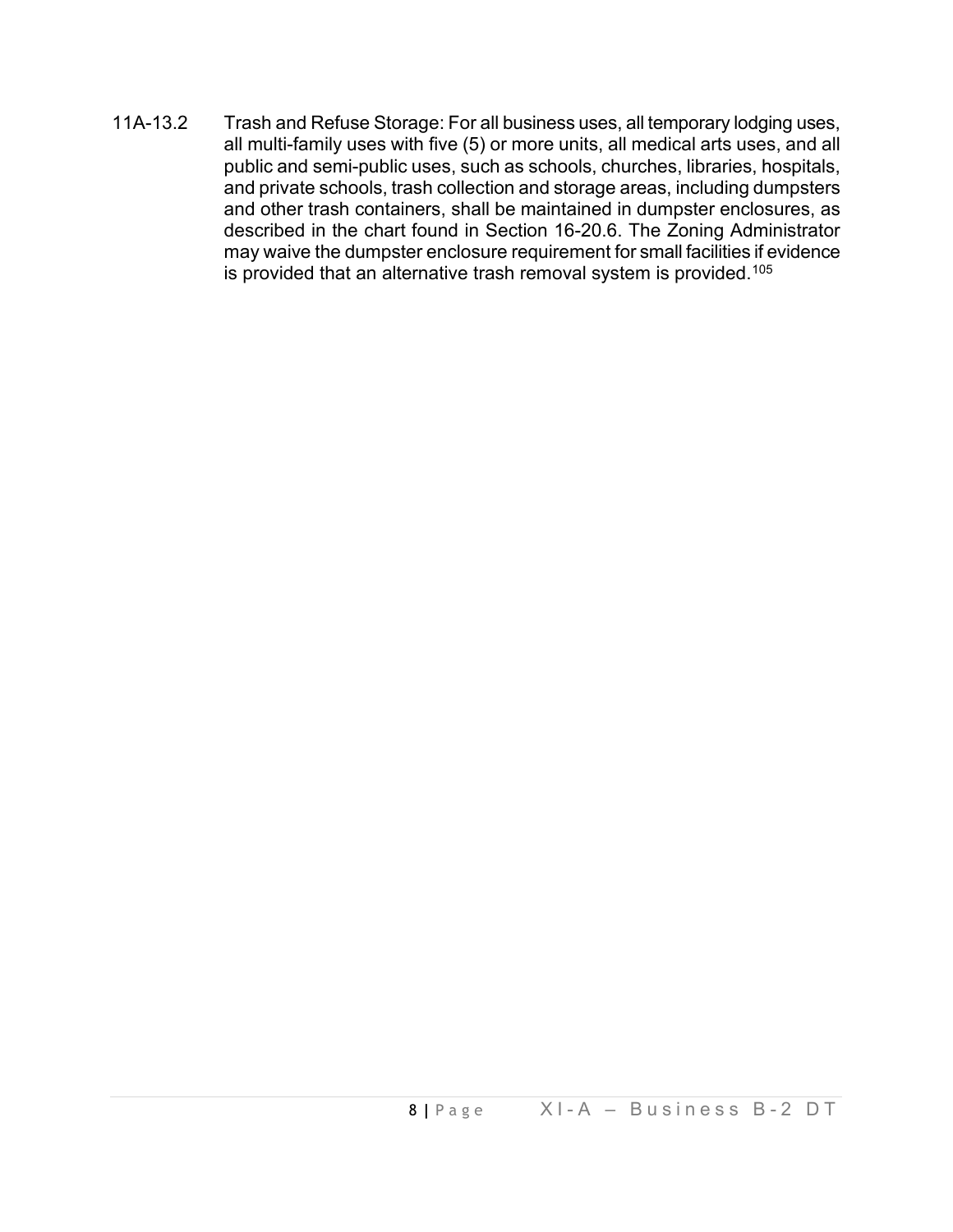11A-13.2 Trash and Refuse Storage: For all business uses, all temporary lodging uses, all multi-family uses with five (5) or more units, all medical arts uses, and all public and semi-public uses, such as schools, churches, libraries, hospitals, and private schools, trash collection and storage areas, including dumpsters and other trash containers, shall be maintained in dumpster enclosures, as described in the chart found in Section 16-20.6. The Zoning Administrator may waive the dumpster enclosure requirement for small facilities if evidence is provided that an alternative trash removal system is provided.[105]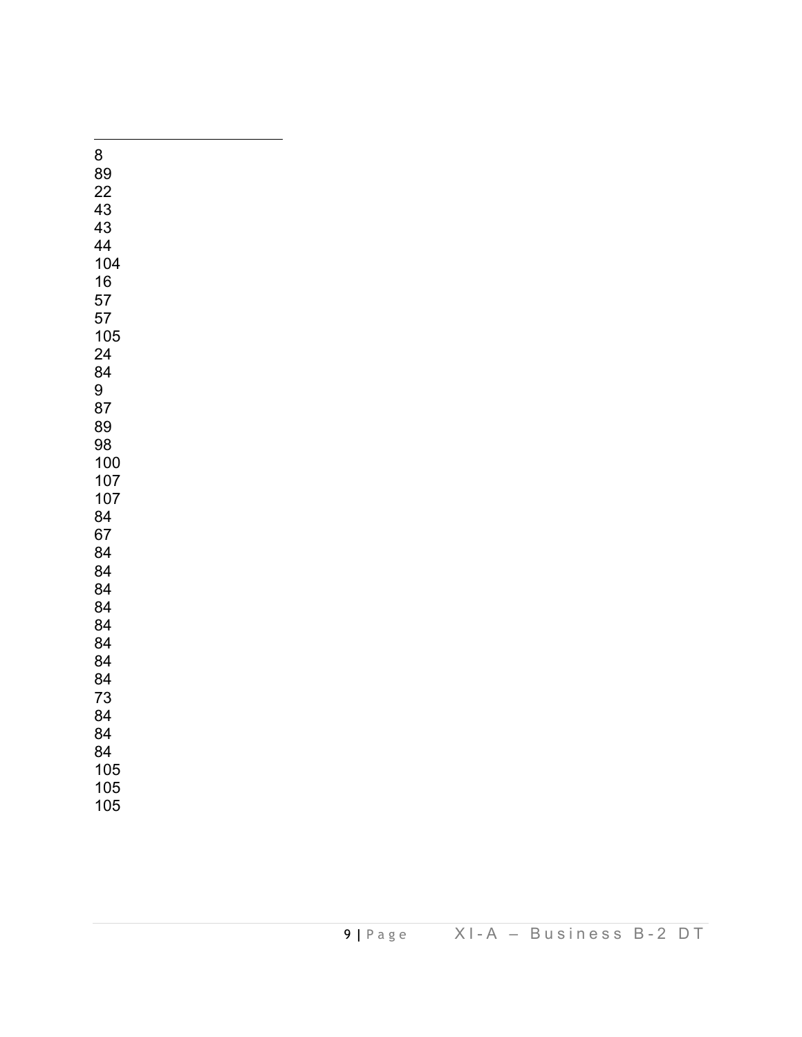8
89
22
43
43
44
104
16
57
57
105
24
84
9
87
89
98
100
107
107
84
67
84
84
84
84
84
84
84
84
73
84
84
84
105
105
105